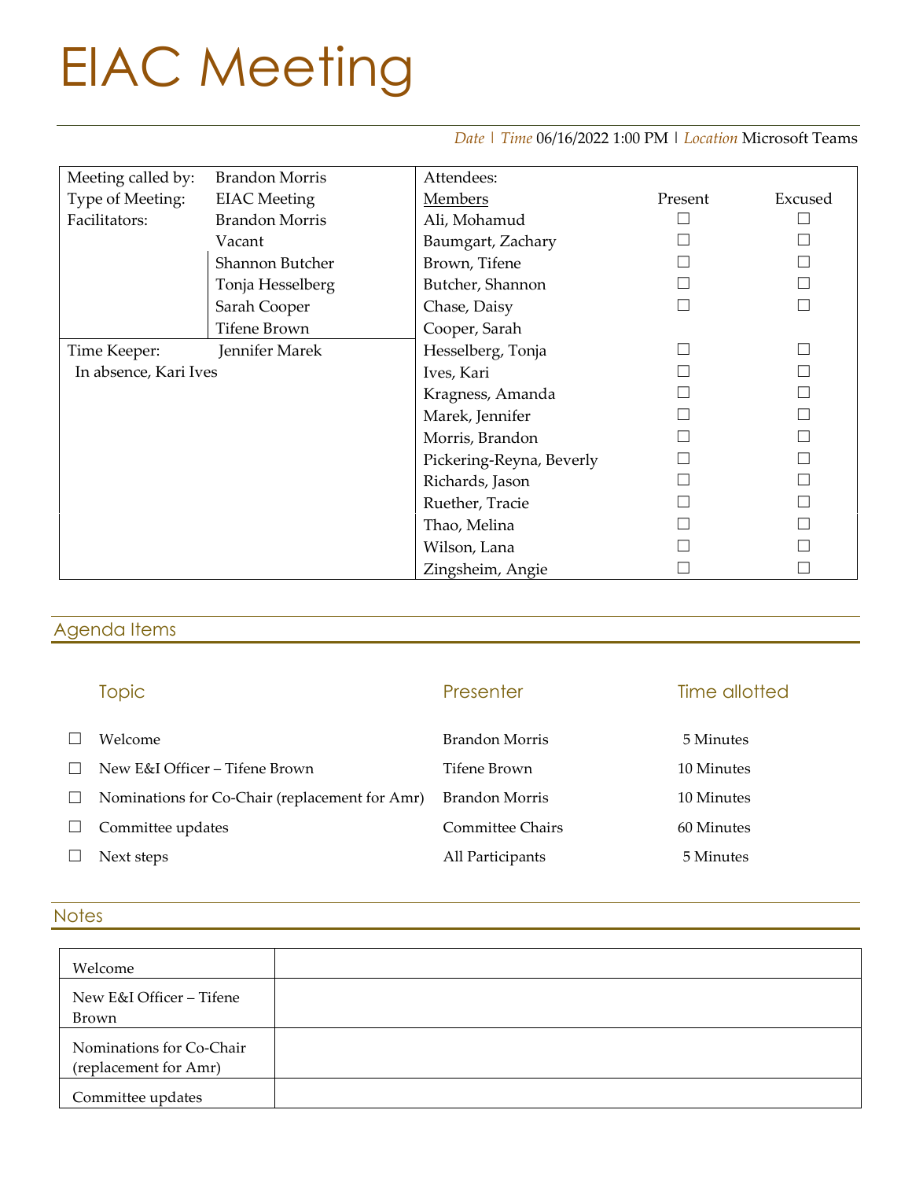# EIAC Meeting

*Date* | *Time* 06/16/2022 1:00 PM | *Location* Microsoft Teams

| Meeting called by: | Brandon Morris | Attendees: | | |
|---|---|---|---|---|
| Type of Meeting: | EIAC Meeting | Members | Present | Excused |
| Facilitators: | Brandon Morris | Ali, Mohamud | ☐ | ☐ |
| | Vacant | Baumgart, Zachary | ☐ | ☐ |
| | Shannon Butcher | Brown, Tifene | ☐ | ☐ |
| | Tonja Hesselberg | Butcher, Shannon | ☐ | ☐ |
| | Sarah Cooper | Chase, Daisy | ☐ | ☐ |
| | Tifene Brown | Cooper, Sarah | | |
| Time Keeper: | Jennifer Marek | Hesselberg, Tonja | ☐ | ☐ |
| In absence, Kari Ives | | Ives, Kari | ☐ | ☐ |
| | | Kragness, Amanda | ☐ | ☐ |
| | | Marek, Jennifer | ☐ | ☐ |
| | | Morris, Brandon | ☐ | ☐ |
| | | Pickering-Reyna, Beverly | ☐ | ☐ |
| | | Richards, Jason | ☐ | ☐ |
| | | Ruether, Tracie | ☐ | ☐ |
| | | Thao, Melina | ☐ | ☐ |
| | | Wilson, Lana | ☐ | ☐ |
| | | Zingsheim, Angie | ☐ | ☐ |

## Agenda Items

| | Topic | Presenter | Time allotted |
|---|---|---|---|
| ☐ | Welcome | Brandon Morris | 5 Minutes |
| ☐ | New E&I Officer – Tifene Brown | Tifene Brown | 10 Minutes |
| ☐ | Nominations for Co-Chair (replacement for Amr) | Brandon Morris | 10 Minutes |
| ☐ | Committee updates | Committee Chairs | 60 Minutes |
| ☐ | Next steps | All Participants | 5 Minutes |

## Notes

| | |
|---|---|
| Welcome | |
| New E&I Officer – Tifene Brown | |
| Nominations for Co-Chair (replacement for Amr) | |
| Committee updates | |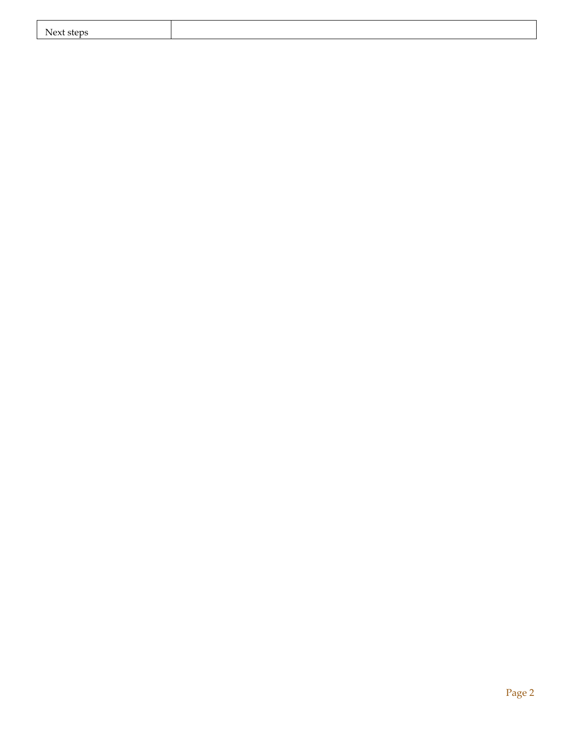| Next steps | |
|---|---|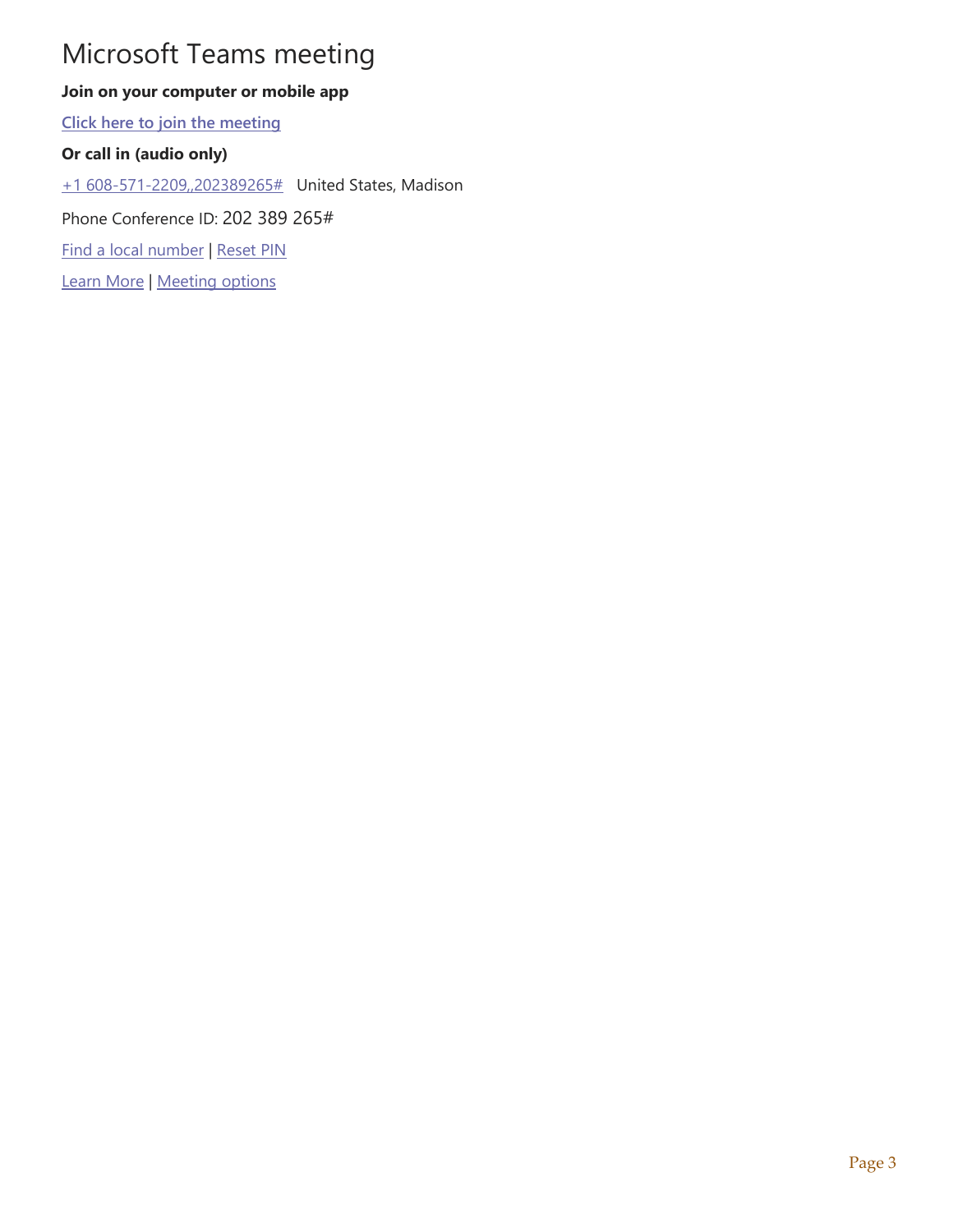# Microsoft Teams meeting

**Join on your computer or mobile app**

**Click here to join the meeting**

**Or call in (audio only)**

+1 608-571-2209,,202389265#   United States, Madison

Phone Conference ID: 202 389 265#

Find a local number | Reset PIN

Learn More | Meeting options